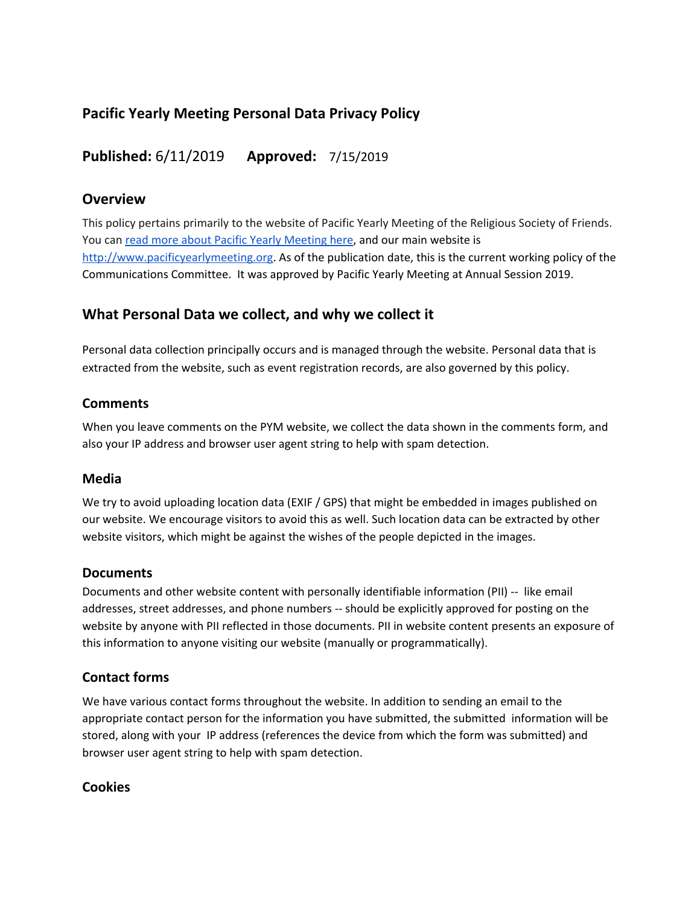## Pacific Yearly Meeting Personal Data Privacy Policy

**Published:** 6/11/2019 **Approved:** 7/15/2019

### Overview

This policy pertains primarily to the website of Pacific Yearly Meeting of the Religious Society of Friends. You can [read more about Pacific Yearly Meeting here](), and our main website is [http://www.pacificyearlymeeting.org](http://www.pacificyearlymeeting.org). As of the publication date, this is the current working policy of the Communications Committee. It was approved by Pacific Yearly Meeting at Annual Session 2019.

### What Personal Data we collect, and why we collect it

Personal data collection principally occurs and is managed through the website. Personal data that is extracted from the website, such as event registration records, are also governed by this policy.

#### Comments

When you leave comments on the PYM website, we collect the data shown in the comments form, and also your IP address and browser user agent string to help with spam detection.

#### Media

We try to avoid uploading location data (EXIF / GPS) that might be embedded in images published on our website. We encourage visitors to avoid this as well. Such location data can be extracted by other website visitors, which might be against the wishes of the people depicted in the images.

#### Documents

Documents and other website content with personally identifiable information (PII) -- like email addresses, street addresses, and phone numbers -- should be explicitly approved for posting on the website by anyone with PII reflected in those documents. PII in website content presents an exposure of this information to anyone visiting our website (manually or programmatically).

#### Contact forms

We have various contact forms throughout the website. In addition to sending an email to the appropriate contact person for the information you have submitted, the submitted information will be stored, along with your IP address (references the device from which the form was submitted) and browser user agent string to help with spam detection.

#### Cookies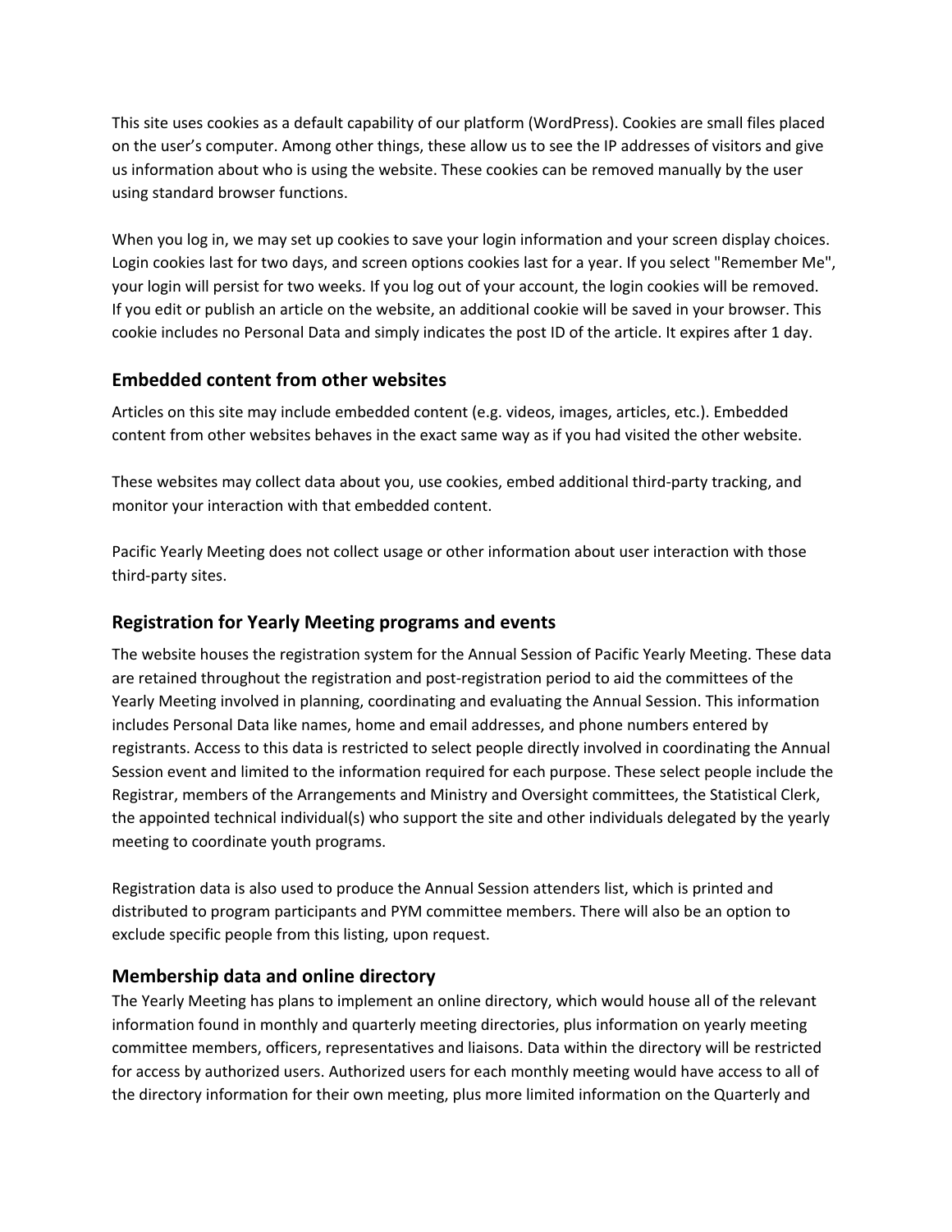This site uses cookies as a default capability of our platform (WordPress). Cookies are small files placed on the user's computer. Among other things, these allow us to see the IP addresses of visitors and give us information about who is using the website. These cookies can be removed manually by the user using standard browser functions.

When you log in, we may set up cookies to save your login information and your screen display choices. Login cookies last for two days, and screen options cookies last for a year. If you select "Remember Me", your login will persist for two weeks. If you log out of your account, the login cookies will be removed. If you edit or publish an article on the website, an additional cookie will be saved in your browser. This cookie includes no Personal Data and simply indicates the post ID of the article. It expires after 1 day.

### Embedded content from other websites

Articles on this site may include embedded content (e.g. videos, images, articles, etc.). Embedded content from other websites behaves in the exact same way as if you had visited the other website.

These websites may collect data about you, use cookies, embed additional third-party tracking, and monitor your interaction with that embedded content.

Pacific Yearly Meeting does not collect usage or other information about user interaction with those third-party sites.

### Registration for Yearly Meeting programs and events

The website houses the registration system for the Annual Session of Pacific Yearly Meeting. These data are retained throughout the registration and post-registration period to aid the committees of the Yearly Meeting involved in planning, coordinating and evaluating the Annual Session. This information includes Personal Data like names, home and email addresses, and phone numbers entered by registrants. Access to this data is restricted to select people directly involved in coordinating the Annual Session event and limited to the information required for each purpose. These select people include the Registrar, members of the Arrangements and Ministry and Oversight committees, the Statistical Clerk, the appointed technical individual(s) who support the site and other individuals delegated by the yearly meeting to coordinate youth programs.

Registration data is also used to produce the Annual Session attenders list, which is printed and distributed to program participants and PYM committee members. There will also be an option to exclude specific people from this listing, upon request.

### Membership data and online directory

The Yearly Meeting has plans to implement an online directory, which would house all of the relevant information found in monthly and quarterly meeting directories, plus information on yearly meeting committee members, officers, representatives and liaisons. Data within the directory will be restricted for access by authorized users. Authorized users for each monthly meeting would have access to all of the directory information for their own meeting, plus more limited information on the Quarterly and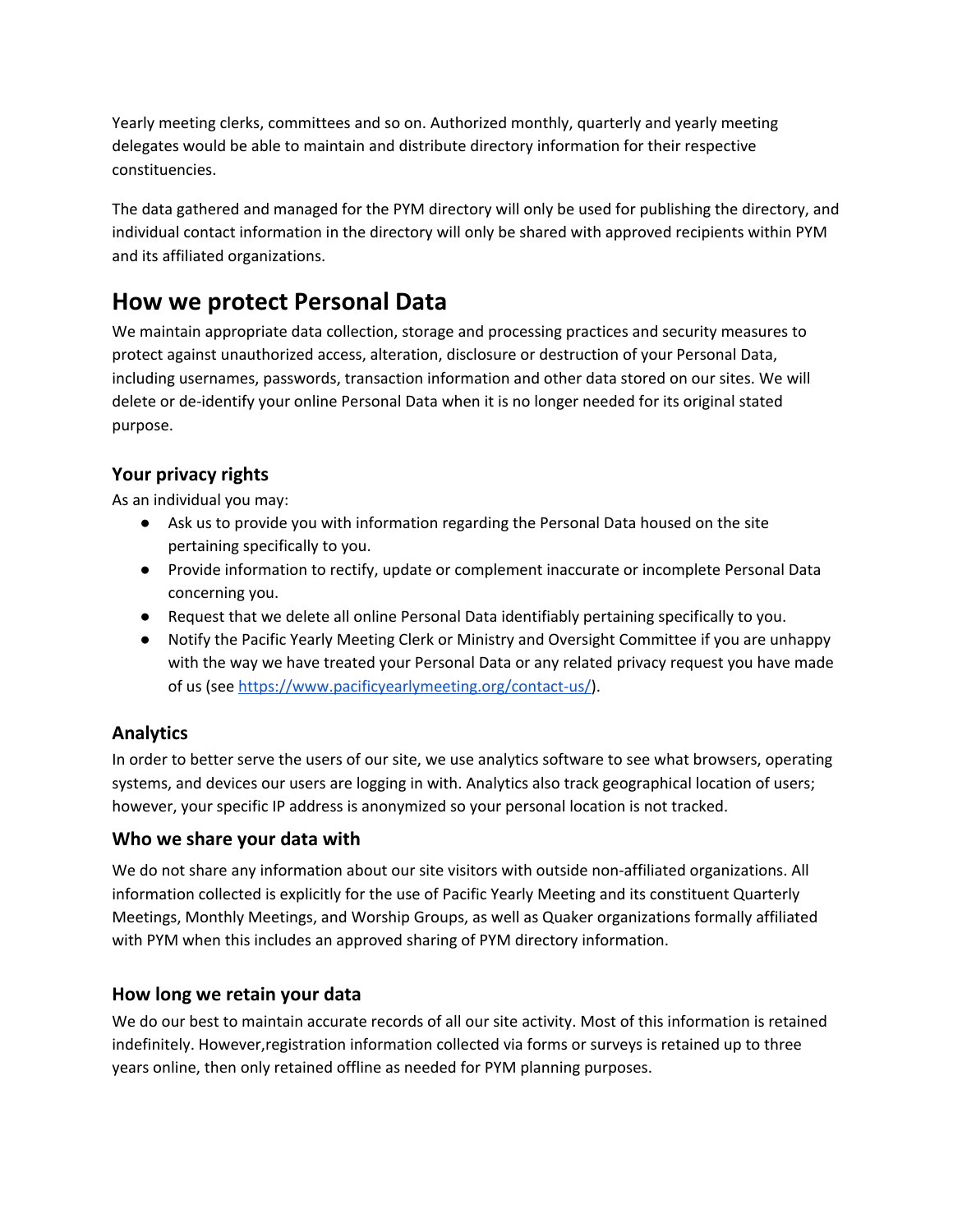Yearly meeting clerks, committees and so on. Authorized monthly, quarterly and yearly meeting delegates would be able to maintain and distribute directory information for their respective constituencies.

The data gathered and managed for the PYM directory will only be used for publishing the directory, and individual contact information in the directory will only be shared with approved recipients within PYM and its affiliated organizations.

# How we protect Personal Data

We maintain appropriate data collection, storage and processing practices and security measures to protect against unauthorized access, alteration, disclosure or destruction of your Personal Data, including usernames, passwords, transaction information and other data stored on our sites. We will delete or de-identify your online Personal Data when it is no longer needed for its original stated purpose.

## Your privacy rights

As an individual you may:

- Ask us to provide you with information regarding the Personal Data housed on the site pertaining specifically to you.
- Provide information to rectify, update or complement inaccurate or incomplete Personal Data concerning you.
- Request that we delete all online Personal Data identifiably pertaining specifically to you.
- Notify the Pacific Yearly Meeting Clerk or Ministry and Oversight Committee if you are unhappy with the way we have treated your Personal Data or any related privacy request you have made of us (see https://www.pacificyearlymeeting.org/contact-us/).

## Analytics

In order to better serve the users of our site, we use analytics software to see what browsers, operating systems, and devices our users are logging in with. Analytics also track geographical location of users; however, your specific IP address is anonymized so your personal location is not tracked.

## Who we share your data with

We do not share any information about our site visitors with outside non-affiliated organizations. All information collected is explicitly for the use of Pacific Yearly Meeting and its constituent Quarterly Meetings, Monthly Meetings, and Worship Groups, as well as Quaker organizations formally affiliated with PYM when this includes an approved sharing of PYM directory information.

## How long we retain your data

We do our best to maintain accurate records of all our site activity. Most of this information is retained indefinitely. However,registration information collected via forms or surveys is retained up to three years online, then only retained offline as needed for PYM planning purposes.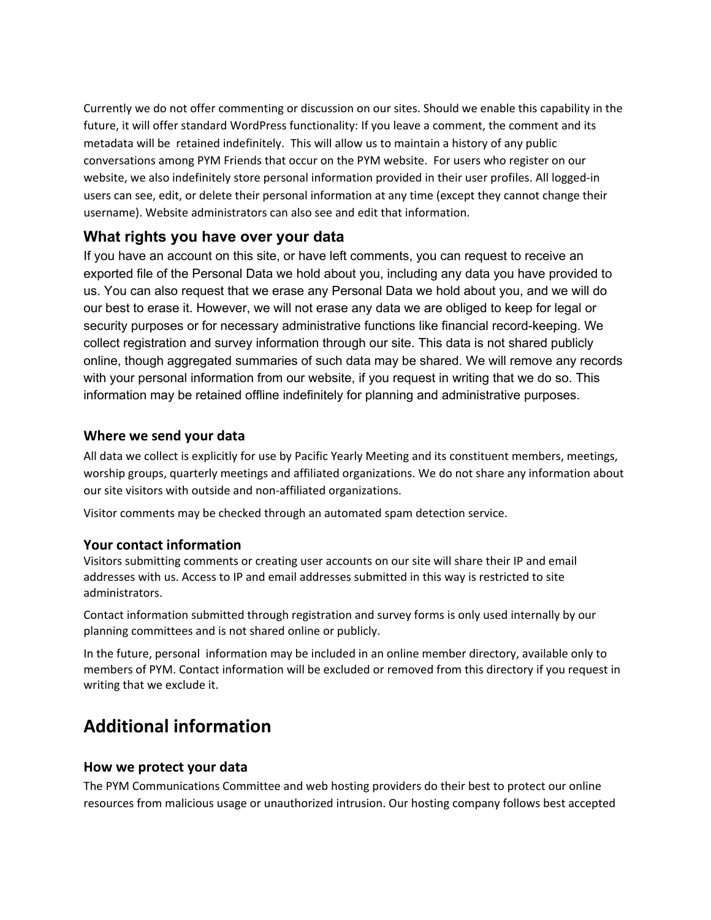Currently we do not offer commenting or discussion on our sites. Should we enable this capability in the future, it will offer standard WordPress functionality: If you leave a comment, the comment and its metadata will be retained indefinitely. This will allow us to maintain a history of any public conversations among PYM Friends that occur on the PYM website. For users who register on our website, we also indefinitely store personal information provided in their user profiles. All logged-in users can see, edit, or delete their personal information at any time (except they cannot change their username). Website administrators can also see and edit that information.

### What rights you have over your data

If you have an account on this site, or have left comments, you can request to receive an exported file of the Personal Data we hold about you, including any data you have provided to us. You can also request that we erase any Personal Data we hold about you, and we will do our best to erase it. However, we will not erase any data we are obliged to keep for legal or security purposes or for necessary administrative functions like financial record-keeping. We collect registration and survey information through our site. This data is not shared publicly online, though aggregated summaries of such data may be shared. We will remove any records with your personal information from our website, if you request in writing that we do so. This information may be retained offline indefinitely for planning and administrative purposes.

### Where we send your data

All data we collect is explicitly for use by Pacific Yearly Meeting and its constituent members, meetings, worship groups, quarterly meetings and affiliated organizations. We do not share any information about our site visitors with outside and non-affiliated organizations.

Visitor comments may be checked through an automated spam detection service.

### Your contact information

Visitors submitting comments or creating user accounts on our site will share their IP and email addresses with us. Access to IP and email addresses submitted in this way is restricted to site administrators.

Contact information submitted through registration and survey forms is only used internally by our planning committees and is not shared online or publicly.

In the future, personal information may be included in an online member directory, available only to members of PYM. Contact information will be excluded or removed from this directory if you request in writing that we exclude it.

## Additional information

### How we protect your data

The PYM Communications Committee and web hosting providers do their best to protect our online resources from malicious usage or unauthorized intrusion. Our hosting company follows best accepted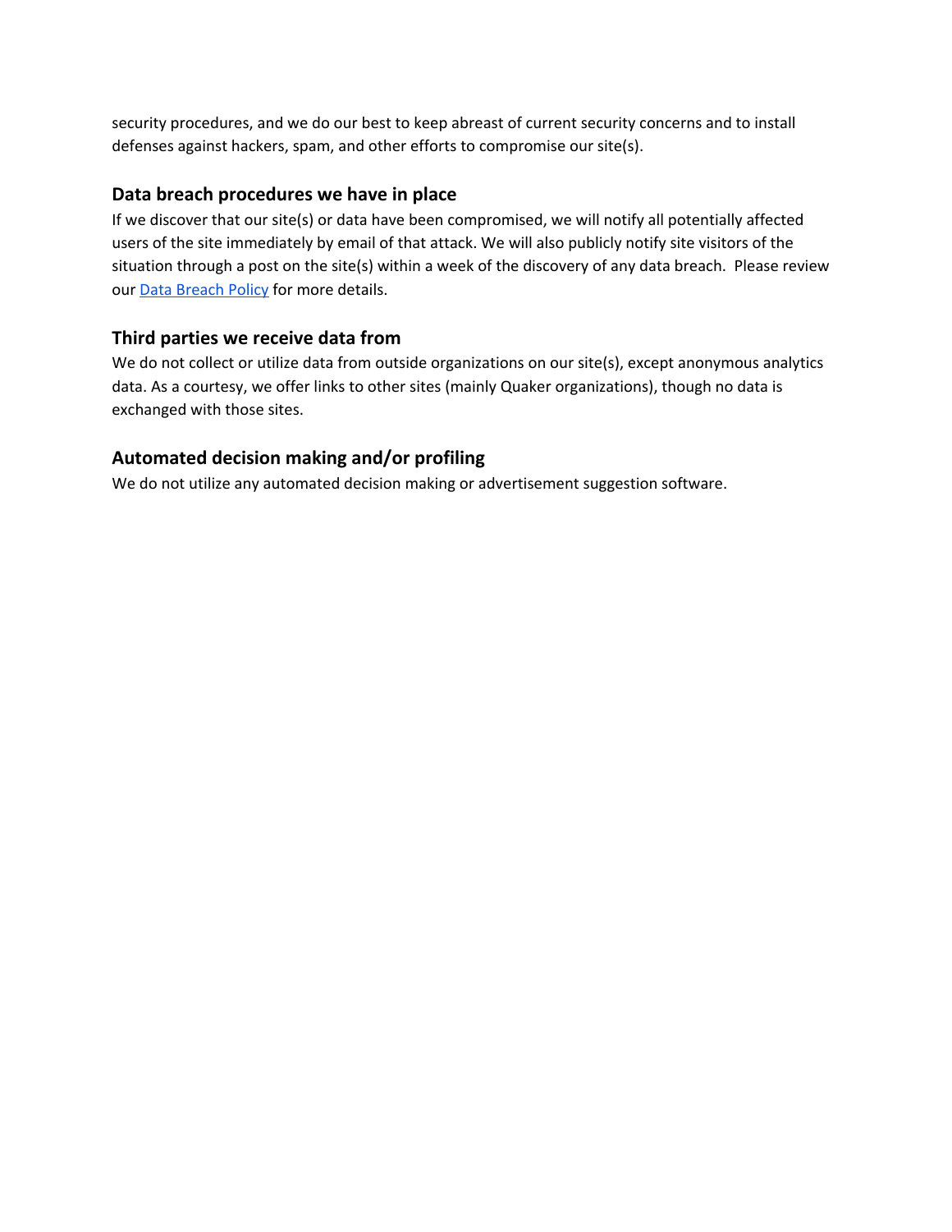security procedures, and we do our best to keep abreast of current security concerns and to install defenses against hackers, spam, and other efforts to compromise our site(s).

## Data breach procedures we have in place

If we discover that our site(s) or data have been compromised, we will notify all potentially affected users of the site immediately by email of that attack. We will also publicly notify site visitors of the situation through a post on the site(s) within a week of the discovery of any data breach. Please review our Data Breach Policy for more details.

## Third parties we receive data from

We do not collect or utilize data from outside organizations on our site(s), except anonymous analytics data. As a courtesy, we offer links to other sites (mainly Quaker organizations), though no data is exchanged with those sites.

## Automated decision making and/or profiling

We do not utilize any automated decision making or advertisement suggestion software.